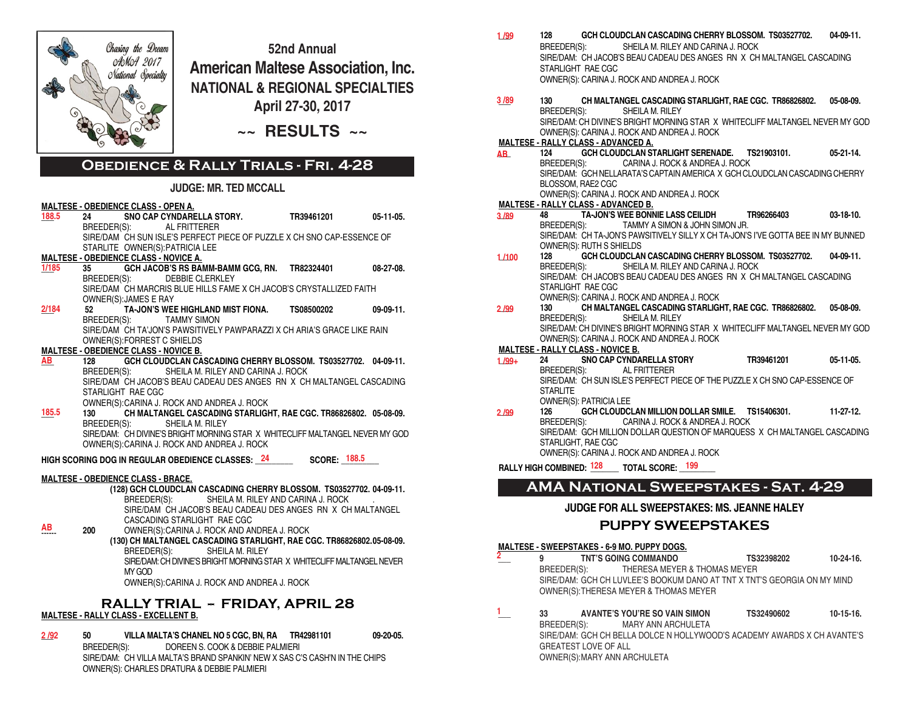Chasing the Dream
AMA 2017
National Specialty

# 52nd Annual
# American Maltese Association, Inc.
## NATIONAL & REGIONAL SPECIALTIES
### April 27-30, 2017

## ~~ RESULTS ~~

## Obedience & Rally Trials - Fri. 4-28

### JUDGE: MR. TED MCCALL

**MALTESE - OBEDIENCE CLASS - OPEN A.**

**188.5** **24** **SNO CAP CYNDARELLA STORY.** **TR39461201** **05-11-05.**
BREEDER(S): AL FRITTERER
SIRE/DAM CH SUN ISLE'S PERFECT PIECE OF PUZZLE X CH SNO CAP-ESSENCE OF STARLITE OWNER(S):PATRICIA LEE

**MALTESE - OBEDIENCE CLASS - NOVICE A.**

**1/185** **35** **GCH JACOB'S RS BAMM-BAMM GCG, RN.** **TR82324401** **08-27-08.**
BREEDER(S): DEBBIE CLERKLEY
SIRE/DAM CH MARCRIS BLUE HILLS FAME X CH JACOB'S CRYSTALLIZED FAITH
OWNER(S):JAMES E RAY

**2/184** **52** **TA-JON'S WEE HIGHLAND MIST FIONA.** **TS08500202** **09-09-11.**
BREEDER(S): TAMMY SIMON
SIRE/DAM CH TA'JON'S PAWSITIVELY PAWPARAZZI X CH ARIA'S GRACE LIKE RAIN
OWNER(S):FORREST C SHIELDS

**MALTESE - OBEDIENCE CLASS - NOVICE B.**

**AB** **128** **GCH CLOUDCLAN CASCADING CHERRY BLOSSOM.** **TS03527702.** **04-09-11.**
BREEDER(S): SHEILA M. RILEY AND CARINA J. ROCK
SIRE/DAM CH JACOB'S BEAU CADEAU DES ANGES RN X CH MALTANGEL CASCADING STARLIGHT RAE CGC
OWNER(S):CARINA J. ROCK AND ANDREA J. ROCK

**185.5** **130** **CH MALTANGEL CASCADING STARLIGHT, RAE CGC.** **TR86826802.** **05-08-09.**
BREEDER(S): SHEILA M. RILEY
SIRE/DAM: CH DIVINE'S BRIGHT MORNING STAR X WHITECLIFF MALTANGEL NEVER MY GOD
OWNER(S):CARINA J. ROCK AND ANDREA J. ROCK

**HIGH SCORING DOG IN REGULAR OBEDIENCE CLASSES:** 24 **SCORE:** 188.5

**MALTESE - OBEDIENCE CLASS - BRACE.**

**AB** **200**
**(128) GCH CLOUDCLAN CASCADING CHERRY BLOSSOM. TS03527702. 04-09-11.**
BREEDER(S): SHEILA M. RILEY AND CARINA J. ROCK .
SIRE/DAM CH JACOB'S BEAU CADEAU DES ANGES RN X CH MALTANGEL CASCADING STARLIGHT RAE CGC
OWNER(S):CARINA J. ROCK AND ANDREA J. ROCK
**(130) CH MALTANGEL CASCADING STARLIGHT, RAE CGC. TR86826802.05-08-09.**
BREEDER(S): SHEILA M. RILEY
SIRE/DAM: CH DIVINE'S BRIGHT MORNING STAR X WHITECLIFF MALTANGEL NEVER MY GOD
OWNER(S):CARINA J. ROCK AND ANDREA J. ROCK

## RALLY TRIAL – FRIDAY, APRIL 28

**MALTESE - RALLY CLASS - EXCELLENT B.**

**2 /92** **50** **VILLA MALTA'S CHANEL NO 5 CGC, BN, RA** **TR42981101** **09-20-05.**
BREEDER(S): DOREEN S. COOK & DEBBIE PALMIERI
SIRE/DAM: CH VILLA MALTA'S BRAND SPANKIN' NEW X SAS C'S CASH'N IN THE CHIPS
OWNER(S): CHARLES DRATURA & DEBBIE PALMIERI

**1 /99** **128** **GCH CLOUDCLAN CASCADING CHERRY BLOSSOM.** **TS03527702.** **04-09-11.**
BREEDER(S): SHEILA M. RILEY AND CARINA J. ROCK
SIRE/DAM: CH JACOB'S BEAU CADEAU DES ANGES RN X CH MALTANGEL CASCADING STARLIGHT RAE CGC
OWNER(S): CARINA J. ROCK AND ANDREA J. ROCK

**3 /89** **130** **CH MALTANGEL CASCADING STARLIGHT, RAE CGC.** **TR86826802.** **05-08-09.**
BREEDER(S): SHEILA M. RILEY
SIRE/DAM: CH DIVINE'S BRIGHT MORNING STAR X WHITECLIFF MALTANGEL NEVER MY GOD
OWNER(S): CARINA J. ROCK AND ANDREA J. ROCK

**MALTESE - RALLY CLASS - ADVANCED A.**

**AB** **124** **GCH CLOUDCLAN STARLIGHT SERENADE.** **TS21903101.** **05-21-14.**
BREEDER(S): CARINA J. ROCK & ANDREA J. ROCK
SIRE/DAM: GCH NELLARATA'S CAPTAIN AMERICA X GCH CLOUDCLAN CASCADING CHERRY BLOSSOM, RAE2 CGC
OWNER(S): CARINA J. ROCK AND ANDREA J. ROCK

**MALTESE - RALLY CLASS - ADVANCED B.**

**3 /89** **48** **TA-JON'S WEE BONNIE LASS CEILIDH** **TR96266403** **03-18-10.**
BREEDER(S): TAMMY A SIMON & JOHN SIMON JR.
SIRE/DAM: CH TA-JON'S PAWSITIVELY SILLY X CH TA-JON'S I'VE GOTTA BEE IN MY BUNNED
OWNER(S): RUTH S SHIELDS

**1 /100** **128** **GCH CLOUDCLAN CASCADING CHERRY BLOSSOM.** **TS03527702.** **04-09-11.**
BREEDER(S): SHEILA M. RILEY AND CARINA J. ROCK
SIRE/DAM: CH JACOB'S BEAU CADEAU DES ANGES RN X CH MALTANGEL CASCADING STARLIGHT RAE CGC
OWNER(S): CARINA J. ROCK AND ANDREA J. ROCK

**2 /99** **130** **CH MALTANGEL CASCADING STARLIGHT, RAE CGC.** **TR86826802.** **05-08-09.**
BREEDER(S): SHEILA M. RILEY
SIRE/DAM: CH DIVINE'S BRIGHT MORNING STAR X WHITECLIFF MALTANGEL NEVER MY GOD
OWNER(S): CARINA J. ROCK AND ANDREA J. ROCK

**MALTESE - RALLY CLASS - NOVICE B.**

**1 /99+** **24** **SNO CAP CYNDARELLA STORY** **TR39461201** **05-11-05.**
BREEDER(S): AL FRITTERER
SIRE/DAM: CH SUN ISLE'S PERFECT PIECE OF THE PUZZLE X CH SNO CAP-ESSENCE OF STARLITE
OWNER(S): PATRICIA LEE

**2 /99** **126** **GCH CLOUDCLAN MILLION DOLLAR SMILE.** **TS15406301.** **11-27-12.**
BREEDER(S): CARINA J. ROCK & ANDREA J. ROCK
SIRE/DAM: GCH MILLION DOLLAR QUESTION OF MARQUESS X CH MALTANGEL CASCADING STARLIGHT, RAE CGC
OWNER(S): CARINA J. ROCK AND ANDREA J. ROCK

**RALLY HIGH COMBINED:** 128 **TOTAL SCORE:** 199

## AMA National Sweepstakes - Sat. 4-29

### JUDGE FOR ALL SWEEPSTAKES: MS. JEANNE HALEY

## PUPPY SWEEPSTAKES

**MALTESE - SWEEPSTAKES - 6-9 MO. PUPPY DOGS.**

**2** **9** **TNT'S GOING COMMANDO** **TS32398202** **10-24-16.**
BREEDER(S): THERESA MEYER & THOMAS MEYER
SIRE/DAM: GCH CH LUVLEE'S BOOKUM DANO AT TNT X TNT'S GEORGIA ON MY MIND
OWNER(S):THERESA MEYER & THOMAS MEYER

**1** **33** **AVANTE'S YOU'RE SO VAIN SIMON** **TS32490602** **10-15-16.**
BREEDER(S): MARY ANN ARCHULETA
SIRE/DAM: GCH CH BELLA DOLCE N HOLLYWOOD'S ACADEMY AWARDS X CH AVANTE'S GREATEST LOVE OF ALL
OWNER(S):MARY ANN ARCHULETA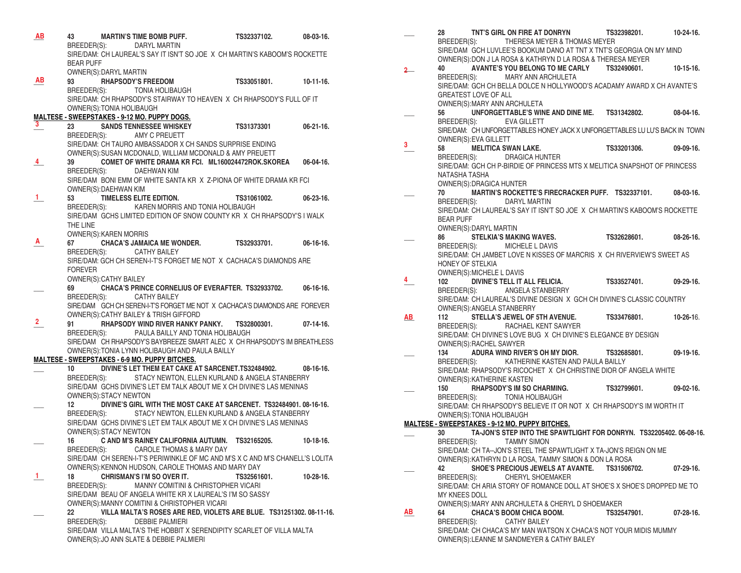**AB** 43 **MARTIN'S TIME BOMB PUFF.** TS32337102. 08-03-16.
BREEDER(S): DARYL MARTIN
SIRE/DAM: CH LAUREAL'S SAY IT ISN'T SO JOE X CH MARTIN'S KABOOM'S ROCKETTE BEAR PUFF
OWNER(S):DARYL MARTIN

**AB** 93 **RHAPSODY'S FREEDOM** TS33051801. 10-11-16.
BREEDER(S): TONIA HOLIBAUGH
SIRE/DAM: CH RHAPSODY'S STAIRWAY TO HEAVEN X CH RHAPSODY'S FULL OF IT
OWNER(S):TONIA HOLIBAUGH

**MALTESE - SWEEPSTAKES - 9-12 MO. PUPPY DOGS.**

**3** 23 **SANDS TENNESSEE WHISKEY** TS31373301 06-21-16.
BREEDER(S): AMY C PREUETT
SIRE/DAM: CH TAURO AMBASSADOR X CH SANDS SURPRISE ENDING
OWNER(S):SUSAN MCDONALD, WILLIAM MCDONALD & AMY PREUETT

**4** 39 **COMET OF WHITE DRAMA KR FCI.** ML160024472ROK.SKOREA 06-04-16.
BREEDER(S): DAEHWAN KIM
SIRE/DAM BONI EMM OF WHITE SANTA KR X Z-PIONA OF WHITE DRAMA KR FCI
OWNER(S):DAEHWAN KIM

**1** 53 **TIMELESS ELITE EDITION.** TS31061002. 06-23-16.
BREEDER(S): KAREN MORRIS AND TONIA HOLIBAUGH
SIRE/DAM GCHS LIMITED EDITION OF SNOW COUNTY KR X CH RHAPSODY'S I WALK THE LINE
OWNER(S):KAREN MORRIS

**A** 67 **CHACA'S JAMAICA ME WONDER.** TS32933701. 06-16-16.
BREEDER(S): CATHY BAILEY
SIRE/DAM: GCH CH SEREN-I-T'S FORGET ME NOT X CACHACA'S DIAMONDS ARE FOREVER
OWNER(S):CATHY BAILEY

___ 69 **CHACA'S PRINCE CORNELIUS OF EVERAFTER.** TS32933702. 06-16-16.
BREEDER(S): CATHY BAILEY
SIRE/DAM GCH CH SEREN-I-T'S FORGET ME NOT X CACHACA'S DIAMONDS ARE FOREVER
OWNER(S):CATHY BAILEY & TRISH GIFFORD

**2** 91 **RHAPSODY WIND RIVER HANKY PANKY.** TS32800301. 07-14-16.
BREEDER(S): PAULA BAILLY AND TONIA HOLIBAUGH
SIRE/DAM CH RHAPSODY'S BAYBREEZE SMART ALEC X CH RHAPSODY'S IM BREATHLESS
OWNER(S):TONIA LYNN HOLIBAUGH AND PAULA BAILLY

**MALTESE - SWEEPSTAKES - 6-9 MO. PUPPY BITCHES.**

___ 10 **DIVINE'S LET THEM EAT CAKE AT SARCENET.** TS32484902. 08-16-16.
BREEDER(S): STACY NEWTON, ELLEN KURLAND & ANGELA STANBERRY
SIRE/DAM GCHS DIVINE'S LET EM TALK ABOUT ME X CH DIVINE'S LAS MENINAS
OWNER(S):STACY NEWTON

___ 12 **DIVINE'S GIRL WITH THE MOST CAKE AT SARCENET.** TS32484901. 08-16-16.
BREEDER(S): STACY NEWTON, ELLEN KURLAND & ANGELA STANBERRY
SIRE/DAM GCHS DIVINE'S LET EM TALK ABOUT ME X CH DIVINE'S LAS MENINAS
OWNER(S):STACY NEWTON

___ 16 **C AND M'S RAINEY CALIFORNIA AUTUMN.** TS32165205. 10-18-16.
BREEDER(S): CAROLE THOMAS & MARY DAY
SIRE/DAM CH SEREN-I-T'S PERIWINKLE OF MC AND M'S X C AND M'S CHANELL'S LOLITA
OWNER(S):KENNON HUDSON, CAROLE THOMAS AND MARY DAY

**1** 18 **CHRISMAN'S I'M SO OVER IT.** TS32561601. 10-28-16.
BREEDER(S): MANNY COMITINI & CHRISTOPHER VICARI
SIRE/DAM BEAU OF ANGELA WHITE KR X LAUREAL'S I'M SO SASSY
OWNER(S):MANNY COMITINI & CHRISTOPHER VICARI

___ 22 **VILLA MALTA'S ROSES ARE RED, VIOLETS ARE BLUE.** TS31251302. 08-11-16.
BREEDER(S): DEBBIE PALMIERI
SIRE/DAM VILLA MALTA'S THE HOBBIT X SERENDIPITY SCARLET OF VILLA MALTA
OWNER(S):JO ANN SLATE & DEBBIE PALMIERI

___ 28 **TNT'S GIRL ON FIRE AT DONRYN** TS32398201. 10-24-16.
BREEDER(S): THERESA MEYER & THOMAS MEYER
SIRE/DAM GCH LUVLEE'S BOOKUM DANO AT TNT X TNT'S GEORGIA ON MY MIND
OWNER(S):DON J LA ROSA & KATHRYN D LA ROSA & THERESA MEYER

**2** 40 **AVANTE'S YOU BELONG TO ME CARLY** TS32490601. 10-15-16.
BREEDER(S): MARY ANN ARCHULETA
SIRE/DAM: GCH CH BELLA DOLCE N HOLLYWOOD'S ACADAMY AWARD X CH AVANTE'S GREATEST LOVE OF ALL
OWNER(S):MARY ANN ARCHULETA

___ 56 **UNFORGETTABLE'S WINE AND DINE ME.** TS31342802. 08-04-16.
BREEDER(S): EVA GILLETT
SIRE/DAM: CH UNFORGETTABLES HONEY JACK X UNFORGETTABLES LU LU'S BACK IN TOWN
OWNER(S):EVA GILLETT

**3** 58 **MELITICA SWAN LAKE.** TS33201306. 09-09-16.
BREEDER(S): DRAGICA HUNTER
SIRE/DAM: GCH CH P-BIRDIE OF PRINCESS MTS X MELITICA SNAPSHOT OF PRINCESS NATASHA TASHA
OWNER(S):DRAGICA HUNTER

___ 70 **MARTIN'S ROCKETTE'S FIRECRACKER PUFF.** TS32337101. 08-03-16.
BREEDER(S): DARYL MARTIN
SIRE/DAM: CH LAUREAL'S SAY IT ISN'T SO JOE X CH MARTIN'S KABOOM'S ROCKETTE BEAR PUFF
OWNER(S):DARYL MARTIN

___ 86 **STELKIA'S MAKING WAVES.** TS32628601. 08-26-16.
BREEDER(S): MICHELE L DAVIS
SIRE/DAM: CH JAMBET LOVE N KISSES OF MARCRIS X CH RIVERVIEW'S SWEET AS HONEY OF STELKIA
OWNER(S):MICHELE L DAVIS

**4** 102 **DIVINE'S TELL IT ALL FELICIA.** TS33527401. 09-29-16.
BREEDER(S): ANGELA STANBERRY
SIRE/DAM: CH LAUREAL'S DIVINE DESIGN X GCH CH DIVINE'S CLASSIC COUNTRY
OWNER(S):ANGELA STANBERRY

**AB** 112 **STELLA'S JEWEL OF 5TH AVENUE.** TS33476801. 10-26-16.
BREEDER(S): RACHAEL KENT SAWYER
SIRE/DAM: CH DIVINE'S LOVE BUG X CH DIVINE'S ELEGANCE BY DESIGN
OWNER(S):RACHEL SAWYER

___ 134 **ADURA WIND RIVER'S OH MY DIOR.** TS32685801. 09-19-16.
BREEDER(S): KATHERINE KASTEN AND PAULA BAILLY
SIRE/DAM: RHAPSODY'S RICOCHET X CH CHRISTINE DIOR OF ANGELA WHITE
OWNER(S):KATHERINE KASTEN

___ 150 **RHAPSODY'S IM SO CHARMING.** TS32799601. 09-02-16.
BREEDER(S): TONIA HOLIBAUGH
SIRE/DAM: CH RHAPSODY'S BELIEVE IT OR NOT X CH RHAPSODY'S IM WORTH IT
OWNER(S):TONIA HOLIBAUGH

**MALTESE - SWEEPSTAKES - 9-12 MO. PUPPY BITCHES.**

___ 30 **TA-JON'S STEP INTO THE SPAWTLIGHT FOR DONRYN.** TS32205402. 06-08-16.
BREEDER(S): TAMMY SIMON
SIRE/DAM: CH TA--JON'S STEEL THE SPAWTLIGHT X TA-JON'S REIGN ON ME
OWNER(S):KATHRYN D LA ROSA, TAMMY SIMON & DON LA ROSA

___ 42 **SHOE'S PRECIOUS JEWELS AT AVANTE.** TS31506702. 07-29-16.
BREEDER(S): CHERYL SHOEMAKER
SIRE/DAM: CH ARIA STORY OF ROMANCE DOLL AT SHOE'S X SHOE'S DROPPED ME TO MY KNEES DOLL
OWNER(S):MARY ANN ARCHULETA & CHERYL D SHOEMAKER

**AB** 64 **CHACA'S BOOM CHICA BOOM.** TS32547901. 07-28-16.
BREEDER(S): CATHY BAILEY
SIRE/DAM: CH CHACA'S MY MAN WATSON X CHACA'S NOT YOUR MIDIS MUMMY
OWNER(S):LEANNE M SANDMEYER & CATHY BAILEY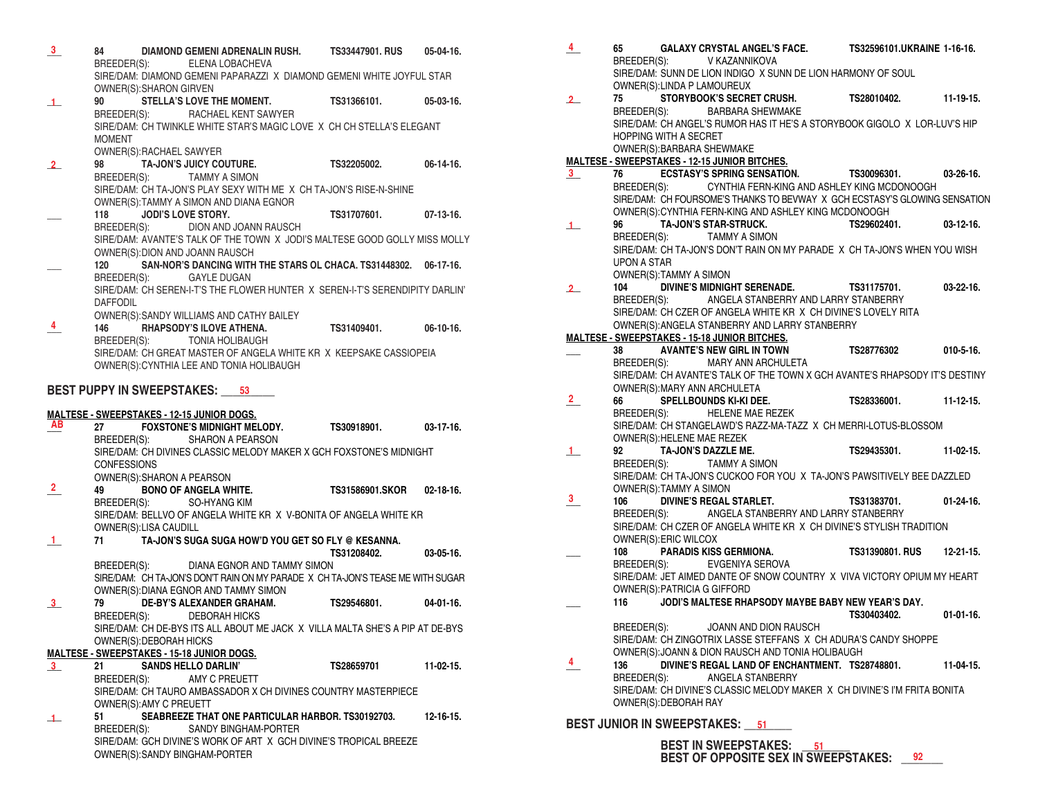**3** 84 **DIAMOND GEMENI ADRENALIN RUSH.** TS33447901. RUS 05-04-16.
BREEDER(S): ELENA LOBACHEVA
SIRE/DAM: DIAMOND GEMENI PAPARAZZI X DIAMOND GEMENI WHITE JOYFUL STAR
OWNER(S):SHARON GIRVEN

**1** 90 **STELLA'S LOVE THE MOMENT.** TS31366101. 05-03-16.
BREEDER(S): RACHAEL KENT SAWYER
SIRE/DAM: CH TWINKLE WHITE STAR'S MAGIC LOVE X CH CH STELLA'S ELEGANT MOMENT
OWNER(S):RACHAEL SAWYER

**2** 98 **TA-JON'S JUICY COUTURE.** TS32205002. 06-14-16.
BREEDER(S): TAMMY A SIMON
SIRE/DAM: CH TA-JON'S PLAY SEXY WITH ME X CH TA-JON'S RISE-N-SHINE
OWNER(S):TAMMY A SIMON AND DIANA EGNOR

___ 118 **JODI'S LOVE STORY.** TS31707601. 07-13-16.
BREEDER(S): DION AND JOANN RAUSCH
SIRE/DAM: AVANTE'S TALK OF THE TOWN X JODI'S MALTESE GOOD GOLLY MISS MOLLY
OWNER(S):DION AND JOANN RAUSCH

___ 120 **SAN-NOR'S DANCING WITH THE STARS OL CHACA.** TS31448302. 06-17-16.
BREEDER(S): GAYLE DUGAN
SIRE/DAM: CH SEREN-I-T'S THE FLOWER HUNTER X SEREN-I-T'S SERENDIPITY DARLIN' DAFFODIL
OWNER(S):SANDY WILLIAMS AND CATHY BAILEY

**4** 146 **RHAPSODY'S ILOVE ATHENA.** TS31409401. 06-10-16.
BREEDER(S): TONIA HOLIBAUGH
SIRE/DAM: CH GREAT MASTER OF ANGELA WHITE KR X KEEPSAKE CASSIOPEIA
OWNER(S):CYNTHIA LEE AND TONIA HOLIBAUGH

**BEST PUPPY IN SWEEPSTAKES: 53**

**MALTESE - SWEEPSTAKES - 12-15 JUNIOR DOGS.**

**AB** 27 **FOXSTONE'S MIDNIGHT MELODY.** TS30918901. 03-17-16.
BREEDER(S): SHARON A PEARSON
SIRE/DAM: CH DIVINES CLASSIC MELODY MAKER X GCH FOXSTONE'S MIDNIGHT CONFESSIONS
OWNER(S):SHARON A PEARSON

**2** 49 **BONO OF ANGELA WHITE.** TS31586901.SKOR 02-18-16.
BREEDER(S): SO-HYANG KIM
SIRE/DAM: BELLVO OF ANGELA WHITE KR X V-BONITA OF ANGELA WHITE KR
OWNER(S):LISA CAUDILL

**1** 71 **TA-JON'S SUGA SUGA HOW'D YOU GET SO FLY @ KESANNA.** TS31208402. 03-05-16.
BREEDER(S): DIANA EGNOR AND TAMMY SIMON
SIRE/DAM: CH TA-JON'S DON'T RAIN ON MY PARADE X CH TA-JON'S TEASE ME WITH SUGAR
OWNER(S):DIANA EGNOR AND TAMMY SIMON

**3** 79 **DE-BY'S ALEXANDER GRAHAM.** TS29546801. 04-01-16.
BREEDER(S): DEBORAH HICKS
SIRE/DAM: CH DE-BYS ITS ALL ABOUT ME JACK X VILLA MALTA SHE'S A PIP AT DE-BYS
OWNER(S):DEBORAH HICKS

**MALTESE - SWEEPSTAKES - 15-18 JUNIOR DOGS.**

**3** 21 **SANDS HELLO DARLIN'** TS28659701 11-02-15.
BREEDER(S): AMY C PREUETT
SIRE/DAM: CH TAURO AMBASSADOR X CH DIVINES COUNTRY MASTERPIECE
OWNER(S):AMY C PREUETT

**1** 51 **SEABREEZE THAT ONE PARTICULAR HARBOR.** TS30192703. 12-16-15.
BREEDER(S): SANDY BINGHAM-PORTER
SIRE/DAM: GCH DIVINE'S WORK OF ART X GCH DIVINE'S TROPICAL BREEZE
OWNER(S):SANDY BINGHAM-PORTER

**4** 65 **GALAXY CRYSTAL ANGEL'S FACE.** TS32596101.UKRAINE 1-16-16.
BREEDER(S): V KAZANNIKOVA
SIRE/DAM: SUNN DE LION INDIGO X SUNN DE LION HARMONY OF SOUL
OWNER(S):LINDA P LAMOUREUX

**2** 75 **STORYBOOK'S SECRET CRUSH.** TS28010402. 11-19-15.
BREEDER(S): BARBARA SHEWMAKE
SIRE/DAM: CH ANGEL'S RUMOR HAS IT HE'S A STORYBOOK GIGOLO X LOR-LUV'S HIP HOPPING WITH A SECRET
OWNER(S):BARBARA SHEWMAKE

**MALTESE - SWEEPSTAKES - 12-15 JUNIOR BITCHES.**

**3** 76 **ECSTASY'S SPRING SENSATION.** TS30096301. 03-26-16.
BREEDER(S): CYNTHIA FERN-KING AND ASHLEY KING MCDONOOGH
SIRE/DAM: CH FOURSOME'S THANKS TO BEVWAY X GCH ECSTASY'S GLOWING SENSATION
OWNER(S):CYNTHIA FERN-KING AND ASHLEY KING MCDONOOGH

**1** 96 **TA-JON'S STAR-STRUCK.** TS29602401. 03-12-16.
BREEDER(S): TAMMY A SIMON
SIRE/DAM: CH TA-JON'S DON'T RAIN ON MY PARADE X CH TA-JON'S WHEN YOU WISH UPON A STAR
OWNER(S):TAMMY A SIMON

**2** 104 **DIVINE'S MIDNIGHT SERENADE.** TS31175701. 03-22-16.
BREEDER(S): ANGELA STANBERRY AND LARRY STANBERRY
SIRE/DAM: CH CZER OF ANGELA WHITE KR X CH DIVINE'S LOVELY RITA
OWNER(S):ANGELA STANBERRY AND LARRY STANBERRY

**MALTESE - SWEEPSTAKES - 15-18 JUNIOR BITCHES.**

___ 38 **AVANTE'S NEW GIRL IN TOWN** TS28776302 010-5-16.
BREEDER(S): MARY ANN ARCHULETA
SIRE/DAM: CH AVANTE'S TALK OF THE TOWN X GCH AVANTE'S RHAPSODY IT'S DESTINY
OWNER(S):MARY ANN ARCHULETA

**2** 66 **SPELLBOUNDS KI-KI DEE.** TS28336001. 11-12-15.
BREEDER(S): HELENE MAE REZEK
SIRE/DAM: CH STANGELAWD'S RAZZ-MA-TAZZ X CH MERRI-LOTUS-BLOSSOM
OWNER(S):HELENE MAE REZEK

**1** 92 **TA-JON'S DAZZLE ME.** TS29435301. 11-02-15.
BREEDER(S): TAMMY A SIMON
SIRE/DAM: CH TA-JON'S CUCKOO FOR YOU X TA-JON'S PAWSITIVELY BEE DAZZLED
OWNER(S):TAMMY A SIMON

**3** 106 **DIVINE'S REGAL STARLET.** TS31383701. 01-24-16.
BREEDER(S): ANGELA STANBERRY AND LARRY STANBERRY
SIRE/DAM: CH CZER OF ANGELA WHITE KR X CH DIVINE'S STYLISH TRADITION
OWNER(S):ERIC WILCOX

___ 108 **PARADIS KISS GERMIONA.** TS31390801. RUS 12-21-15.
BREEDER(S): EVGENIYA SEROVA
SIRE/DAM: JET AIMED DANTE OF SNOW COUNTRY X VIVA VICTORY OPIUM MY HEART
OWNER(S):PATRICIA G GIFFORD

___ 116 **JODI'S MALTESE RHAPSODY MAYBE BABY NEW YEAR'S DAY.** TS30403402. 01-01-16.
BREEDER(S): JOANN AND DION RAUSCH
SIRE/DAM: CH ZINGOTRIX LASSE STEFFANS X CH ADURA'S CANDY SHOPPE
OWNER(S):JOANN & DION RAUSCH AND TONIA HOLIBAUGH

**4** 136 **DIVINE'S REGAL LAND OF ENCHANTMENT.** TS28748801. 11-04-15.
BREEDER(S): ANGELA STANBERRY
SIRE/DAM: CH DIVINE'S CLASSIC MELODY MAKER X CH DIVINE'S I'M FRITA BONITA
OWNER(S):DEBORAH RAY

**BEST JUNIOR IN SWEEPSTAKES: 51**

**BEST IN SWEEPSTAKES: 51**
**BEST OF OPPOSITE SEX IN SWEEPSTAKES: 92**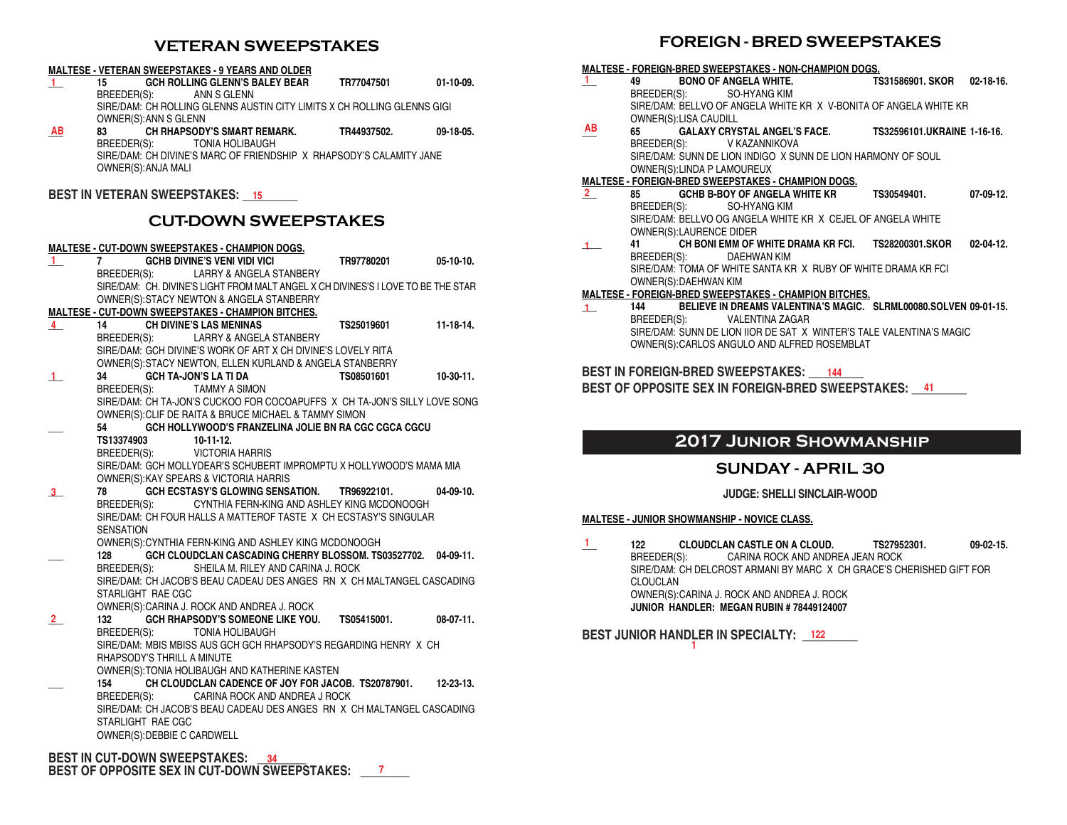## VETERAN SWEEPSTAKES

**MALTESE - VETERAN SWEEPSTAKES - 9 YEARS AND OLDER**

1 **15 GCH ROLLING GLENN'S BALEY BEAR TR77047501 01-10-09.**
BREEDER(S): ANN S GLENN
SIRE/DAM: CH ROLLING GLENNS AUSTIN CITY LIMITS X CH ROLLING GLENNS GIGI
OWNER(S):ANN S GLENN

AB **83 CH RHAPSODY'S SMART REMARK. TR44937502. 09-18-05.**
BREEDER(S): TONIA HOLIBAUGH
SIRE/DAM: CH DIVINE'S MARC OF FRIENDSHIP X RHAPSODY'S CALAMITY JANE
OWNER(S):ANJA MALI

**BEST IN VETERAN SWEEPSTAKES:** 15

## CUT-DOWN SWEEPSTAKES

**MALTESE - CUT-DOWN SWEEPSTAKES - CHAMPION DOGS.**

1 **7 GCHB DIVINE'S VENI VIDI VICI TR97780201 05-10-10.**
BREEDER(S): LARRY & ANGELA STANBERY
SIRE/DAM: CH. DIVINE'S LIGHT FROM MALT ANGEL X CH DIVINES'S I LOVE TO BE THE STAR
OWNER(S):STACY NEWTON & ANGELA STANBERRY

**MALTESE - CUT-DOWN SWEEPSTAKES - CHAMPION BITCHES.**

4 **14 CH DIVINE'S LAS MENINAS TS25019601 11-18-14.**
BREEDER(S): LARRY & ANGELA STANBERY
SIRE/DAM: GCH DIVINE'S WORK OF ART X CH DIVINE'S LOVELY RITA
OWNER(S):STACY NEWTON, ELLEN KURLAND & ANGELA STANBERRY

1 **34 GCH TA-JON'S LA TI DA TS08501601 10-30-11.**
BREEDER(S): TAMMY A SIMON
SIRE/DAM: CH TA-JON'S CUCKOO FOR COCOAPUFFS X CH TA-JON'S SILLY LOVE SONG
OWNER(S):CLIF DE RAITA & BRUCE MICHAEL & TAMMY SIMON

___ **54 GCH HOLLYWOOD'S FRANZELINA JOLIE BN RA CGC CGCA CGCU**
**TS13374903 10-11-12.**
BREEDER(S): VICTORIA HARRIS
SIRE/DAM: GCH MOLLYDEAR'S SCHUBERT IMPROMPTU X HOLLYWOOD'S MAMA MIA
OWNER(S):KAY SPEARS & VICTORIA HARRIS

3 **78 GCH ECSTASY'S GLOWING SENSATION. TR96922101. 04-09-10.**
BREEDER(S): CYNTHIA FERN-KING AND ASHLEY KING MCDONOOGH
SIRE/DAM: CH FOUR HALLS A MATTEROF TASTE X CH ECSTASY'S SINGULAR SENSATION
OWNER(S):CYNTHIA FERN-KING AND ASHLEY KING MCDONOOGH

___ **128 GCH CLOUDCLAN CASCADING CHERRY BLOSSOM. TS03527702. 04-09-11.**
BREEDER(S): SHEILA M. RILEY AND CARINA J. ROCK
SIRE/DAM: CH JACOB'S BEAU CADEAU DES ANGES RN X CH MALTANGEL CASCADING STARLIGHT RAE CGC
OWNER(S):CARINA J. ROCK AND ANDREA J. ROCK

2 **132 GCH RHAPSODY'S SOMEONE LIKE YOU. TS05415001. 08-07-11.**
BREEDER(S): TONIA HOLIBAUGH
SIRE/DAM: MBIS MBISS AUS GCH GCH RHAPSODY'S REGARDING HENRY X CH RHAPSODY'S THRILL A MINUTE
OWNER(S):TONIA HOLIBAUGH AND KATHERINE KASTEN

___ **154 CH CLOUDCLAN CADENCE OF JOY FOR JACOB. TS20787901. 12-23-13.**
BREEDER(S): CARINA ROCK AND ANDREA J ROCK
SIRE/DAM: CH JACOB'S BEAU CADEAU DES ANGES RN X CH MALTANGEL CASCADING STARLIGHT RAE CGC
OWNER(S):DEBBIE C CARDWELL

**BEST IN CUT-DOWN SWEEPSTAKES:** 34
**BEST OF OPPOSITE SEX IN CUT-DOWN SWEEPSTAKES:** 7

## FOREIGN - BRED SWEEPSTAKES

**MALTESE - FOREIGN-BRED SWEEPSTAKES - NON-CHAMPION DOGS.**

1 **49 BONO OF ANGELA WHITE. TS31586901. SKOR 02-18-16.**
BREEDER(S): SO-HYANG KIM
SIRE/DAM: BELLVO OF ANGELA WHITE KR X V-BONITA OF ANGELA WHITE KR
OWNER(S):LISA CAUDILL

AB **65 GALAXY CRYSTAL ANGEL'S FACE. TS32596101.UKRAINE 1-16-16.**
BREEDER(S): V KAZANNIKOVA
SIRE/DAM: SUNN DE LION INDIGO X SUNN DE LION HARMONY OF SOUL
OWNER(S):LINDA P LAMOUREUX

**MALTESE - FOREIGN-BRED SWEEPSTAKES - CHAMPION DOGS.**

2 **85 GCHB B-BOY OF ANGELA WHITE KR TS30549401. 07-09-12.**
BREEDER(S): SO-HYANG KIM
SIRE/DAM: BELLVO OG ANGELA WHITE KR X CEJEL OF ANGELA WHITE
OWNER(S):LAURENCE DIDER

1 **41 CH BONI EMM OF WHITE DRAMA KR FCI. TS28200301.SKOR 02-04-12.**
BREEDER(S): DAEHWAN KIM
SIRE/DAM: TOMA OF WHITE SANTA KR X RUBY OF WHITE DRAMA KR FCI
OWNER(S):DAEHWAN KIM

**MALTESE - FOREIGN-BRED SWEEPSTAKES - CHAMPION BITCHES.**

1 **144 BELIEVE IN DREAMS VALENTINA'S MAGIC. SLRML00080.SOLVEN 09-01-15.**
BREEDER(S): VALENTINA ZAGAR
SIRE/DAM: SUNN DE LION IIOR DE SAT X WINTER'S TALE VALENTINA'S MAGIC
OWNER(S):CARLOS ANGULO AND ALFRED ROSEMBLAT

**BEST IN FOREIGN-BRED SWEEPSTAKES:** 144
**BEST OF OPPOSITE SEX IN FOREIGN-BRED SWEEPSTAKES:** 41

## 2017 Junior Showmanship

### SUNDAY - APRIL 30

**JUDGE: SHELLI SINCLAIR-WOOD**

**MALTESE - JUNIOR SHOWMANSHIP - NOVICE CLASS.**

1 **122 CLOUDCLAN CASTLE ON A CLOUD. TS27952301. 09-02-15.**
BREEDER(S): CARINA ROCK AND ANDREA JEAN ROCK
SIRE/DAM: CH DELCROST ARMANI BY MARC X CH GRACE'S CHERISHED GIFT FOR CLOUCLAN
OWNER(S):CARINA J. ROCK AND ANDREA J. ROCK
**JUNIOR HANDLER: MEGAN RUBIN # 78449124007**

**BEST JUNIOR HANDLER IN SPECIALTY:** 122 1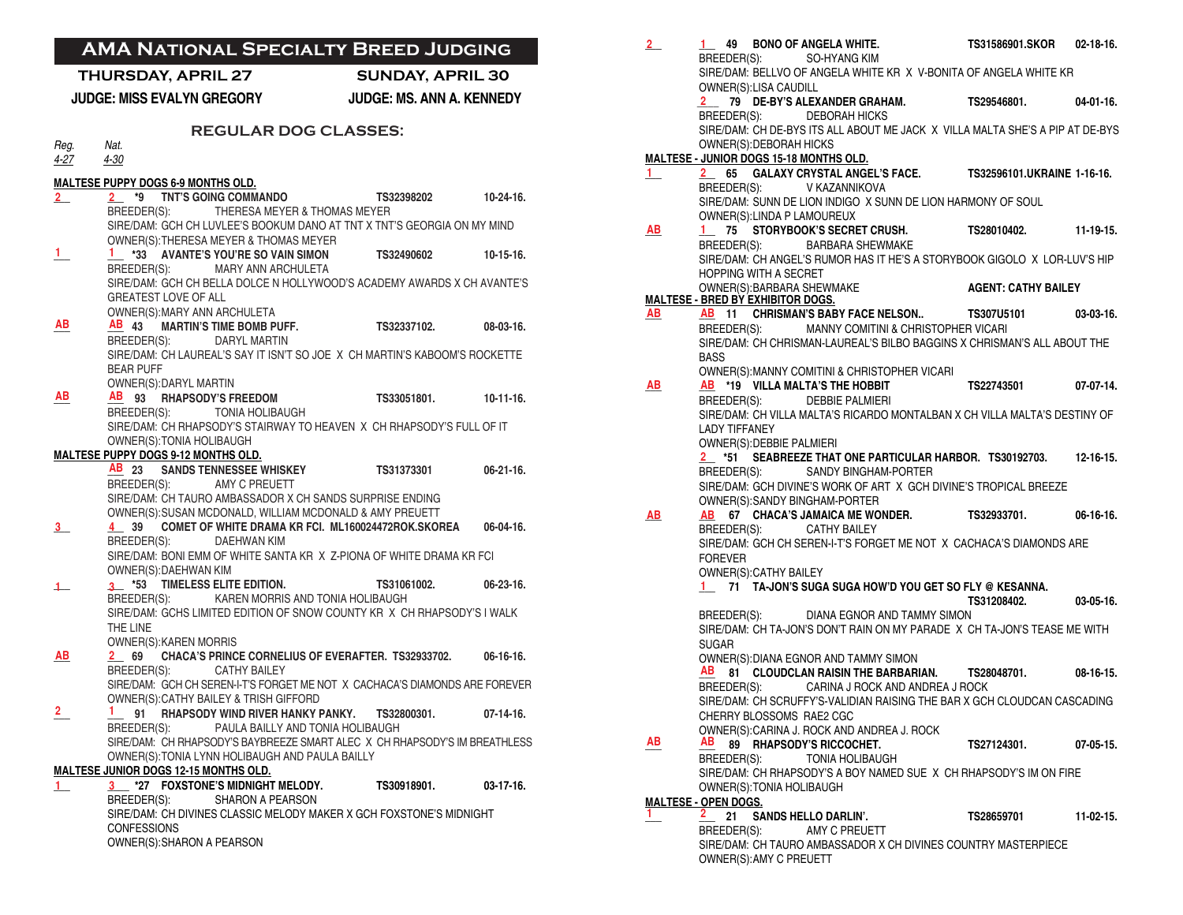# AMA National Specialty Breed Judging

**THURSDAY, APRIL 27** — **JUDGE: MISS EVALYN GREGORY**

**SUNDAY, APRIL 30** — **JUDGE: MS. ANN A. KENNEDY**

## REGULAR DOG CLASSES:

*Reg. 4-27* | *Nat. 4-30*

**MALTESE PUPPY DOGS 6-9 MONTHS OLD.**

2 | 2 **\*9 TNT'S GOING COMMANDO** TS32398202 10-24-16.
BREEDER(S): THERESA MEYER & THOMAS MEYER
SIRE/DAM: GCH CH LUVLEE'S BOOKUM DANO AT TNT X TNT'S GEORGIA ON MY MIND
OWNER(S):THERESA MEYER & THOMAS MEYER

1 | 1 **\*33 AVANTE'S YOU'RE SO VAIN SIMON** TS32490602 10-15-16.
BREEDER(S): MARY ANN ARCHULETA
SIRE/DAM: GCH CH BELLA DOLCE N HOLLYWOOD'S ACADEMY AWARDS X CH AVANTE'S GREATEST LOVE OF ALL
OWNER(S):MARY ANN ARCHULETA

AB | AB **43 MARTIN'S TIME BOMB PUFF.** TS32337102. 08-03-16.
BREEDER(S): DARYL MARTIN
SIRE/DAM: CH LAUREAL'S SAY IT ISN'T SO JOE X CH MARTIN'S KABOOM'S ROCKETTE BEAR PUFF
OWNER(S):DARYL MARTIN

AB | AB **93 RHAPSODY'S FREEDOM** TS33051801. 10-11-16.
BREEDER(S): TONIA HOLIBAUGH
SIRE/DAM: CH RHAPSODY'S STAIRWAY TO HEAVEN X CH RHAPSODY'S FULL OF IT
OWNER(S):TONIA HOLIBAUGH

**MALTESE PUPPY DOGS 9-12 MONTHS OLD.**

AB **23 SANDS TENNESSEE WHISKEY** TS31373301 06-21-16.
BREEDER(S): AMY C PREUETT
SIRE/DAM: CH TAURO AMBASSADOR X CH SANDS SURPRISE ENDING
OWNER(S):SUSAN MCDONALD, WILLIAM MCDONALD & AMY PREUETT

3 | 4 **39 COMET OF WHITE DRAMA KR FCI.** ML160024472ROK.SKOREA 06-04-16.
BREEDER(S): DAEHWAN KIM
SIRE/DAM: BONI EMM OF WHITE SANTA KR X Z-PIONA OF WHITE DRAMA KR FCI
OWNER(S):DAEHWAN KIM

1 | 3 **\*53 TIMELESS ELITE EDITION.** TS31061002. 06-23-16.
BREEDER(S): KAREN MORRIS AND TONIA HOLIBAUGH
SIRE/DAM: GCHS LIMITED EDITION OF SNOW COUNTY KR X CH RHAPSODY'S I WALK THE LINE
OWNER(S):KAREN MORRIS

AB | 2 **69 CHACA'S PRINCE CORNELIUS OF EVERAFTER.** TS32933702. 06-16-16.
BREEDER(S): CATHY BAILEY
SIRE/DAM: GCH CH SEREN-I-T'S FORGET ME NOT X CACHACA'S DIAMONDS ARE FOREVER
OWNER(S):CATHY BAILEY & TRISH GIFFORD

2 | 1 **91 RHAPSODY WIND RIVER HANKY PANKY.** TS32800301. 07-14-16.
BREEDER(S): PAULA BAILLY AND TONIA HOLIBAUGH
SIRE/DAM: CH RHAPSODY'S BAYBREEZE SMART ALEC X CH RHAPSODY'S IM BREATHLESS
OWNER(S):TONIA LYNN HOLIBAUGH AND PAULA BAILLY

**MALTESE JUNIOR DOGS 12-15 MONTHS OLD.**

1 | 3 **\*27 FOXSTONE'S MIDNIGHT MELODY.** TS30918901. 03-17-16.
BREEDER(S): SHARON A PEARSON
SIRE/DAM: CH DIVINES CLASSIC MELODY MAKER X GCH FOXSTONE'S MIDNIGHT CONFESSIONS
OWNER(S):SHARON A PEARSON

2 | 1 **49 BONO OF ANGELA WHITE.** TS31586901.SKOR 02-18-16.
BREEDER(S): SO-HYANG KIM
SIRE/DAM: BELLVO OF ANGELA WHITE KR X V-BONITA OF ANGELA WHITE KR
OWNER(S):LISA CAUDILL

2 **79 DE-BY'S ALEXANDER GRAHAM.** TS29546801. 04-01-16.
BREEDER(S): DEBORAH HICKS
SIRE/DAM: CH DE-BYS ITS ALL ABOUT ME JACK X VILLA MALTA SHE'S A PIP AT DE-BYS
OWNER(S):DEBORAH HICKS

**MALTESE - JUNIOR DOGS 15-18 MONTHS OLD.**

1 | 2 **65 GALAXY CRYSTAL ANGEL'S FACE.** TS32596101.UKRAINE 1-16-16.
BREEDER(S): V KAZANNIKOVA
SIRE/DAM: SUNN DE LION INDIGO X SUNN DE LION HARMONY OF SOUL
OWNER(S):LINDA P LAMOUREUX

AB | 1 **75 STORYBOOK'S SECRET CRUSH.** TS28010402. 11-19-15.
BREEDER(S): BARBARA SHEWMAKE
SIRE/DAM: CH ANGEL'S RUMOR HAS IT HE'S A STORYBOOK GIGOLO X LOR-LUV'S HIP HOPPING WITH A SECRET
OWNER(S):BARBARA SHEWMAKE **AGENT: CATHY BAILEY**

**MALTESE - BRED BY EXHIBITOR DOGS.**

AB | AB **11 CHRISMAN'S BABY FACE NELSON..** TS307U5101 03-03-16.
BREEDER(S): MANNY COMITINI & CHRISTOPHER VICARI
SIRE/DAM: CH CHRISMAN-LAUREAL'S BILBO BAGGINS X CHRISMAN'S ALL ABOUT THE BASS
OWNER(S):MANNY COMITINI & CHRISTOPHER VICARI

AB | AB **\*19 VILLA MALTA'S THE HOBBIT** TS22743501 07-07-14.
BREEDER(S): DEBBIE PALMIERI
SIRE/DAM: CH VILLA MALTA'S RICARDO MONTALBAN X CH VILLA MALTA'S DESTINY OF LADY TIFFANEY
OWNER(S):DEBBIE PALMIERI

2 **\*51 SEABREEZE THAT ONE PARTICULAR HARBOR.** TS30192703. 12-16-15.
BREEDER(S): SANDY BINGHAM-PORTER
SIRE/DAM: GCH DIVINE'S WORK OF ART X GCH DIVINE'S TROPICAL BREEZE
OWNER(S):SANDY BINGHAM-PORTER

AB | AB **67 CHACA'S JAMAICA ME WONDER.** TS32933701. 06-16-16.
BREEDER(S): CATHY BAILEY
SIRE/DAM: GCH CH SEREN-I-T'S FORGET ME NOT X CACHACA'S DIAMONDS ARE FOREVER
OWNER(S):CATHY BAILEY

1 **71 TA-JON'S SUGA SUGA HOW'D YOU GET SO FLY @ KESANNA.** TS31208402. 03-05-16.
BREEDER(S): DIANA EGNOR AND TAMMY SIMON
SIRE/DAM: CH TA-JON'S DON'T RAIN ON MY PARADE X CH TA-JON'S TEASE ME WITH SUGAR
OWNER(S):DIANA EGNOR AND TAMMY SIMON

AB **81 CLOUDCLAN RAISIN THE BARBARIAN.** TS28048701. 08-16-15.
BREEDER(S): CARINA J ROCK AND ANDREA J ROCK
SIRE/DAM: CH SCRUFFY'S-VALIDIAN RAISING THE BAR X GCH CLOUDCAN CASCADING CHERRY BLOSSOMS RAE2 CGC
OWNER(S):CARINA J. ROCK AND ANDREA J. ROCK

AB | AB **89 RHAPSODY'S RICCOCHET.** TS27124301. 07-05-15.
BREEDER(S): TONIA HOLIBAUGH
SIRE/DAM: CH RHAPSODY'S A BOY NAMED SUE X CH RHAPSODY'S IM ON FIRE
OWNER(S):TONIA HOLIBAUGH

**MALTESE - OPEN DOGS.**

1 | 2 **21 SANDS HELLO DARLIN'.** TS28659701 11-02-15.
BREEDER(S): AMY C PREUETT
SIRE/DAM: CH TAURO AMBASSADOR X CH DIVINES COUNTRY MASTERPIECE
OWNER(S):AMY C PREUETT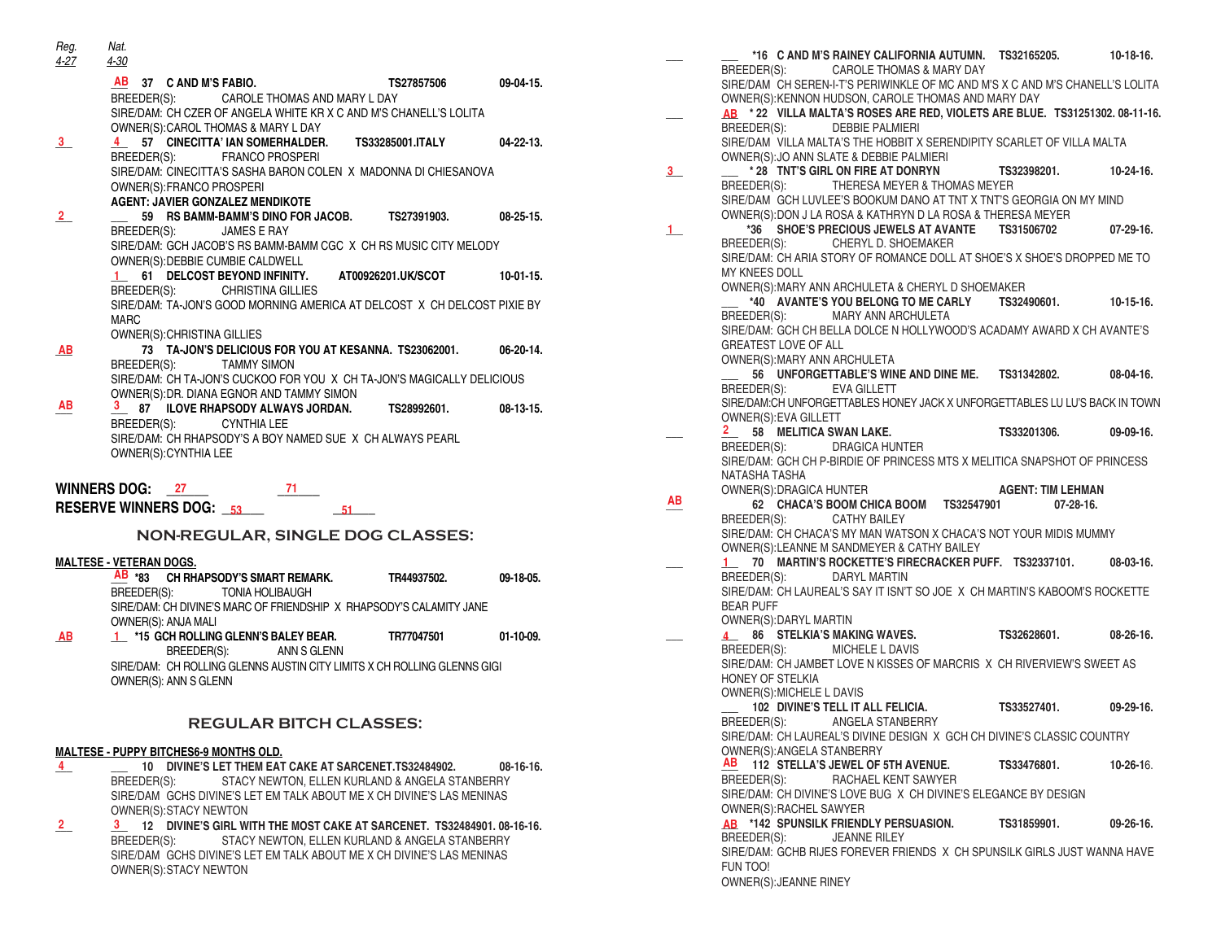*Reg.* *Nat.*
*4-27* *4-30*

AB 37 **C AND M'S FABIO.** TS27857506 09-04-15.
BREEDER(S): CAROLE THOMAS AND MARY L DAY
SIRE/DAM: CH CZER OF ANGELA WHITE KR X C AND M'S CHANELL'S LOLITA
OWNER(S):CAROL THOMAS & MARY L DAY

3 4 57 **CINECITTA' IAN SOMERHALDER.** TS33285001.ITALY 04-22-13.
BREEDER(S): FRANCO PROSPERI
SIRE/DAM: CINECITTA'S SASHA BARON COLEN X MADONNA DI CHIESANOVA
OWNER(S):FRANCO PROSPERI
**AGENT: JAVIER GONZALEZ MENDIKOTE**

2 ___ 59 **RS BAMM-BAMM'S DINO FOR JACOB.** TS27391903. 08-25-15.
BREEDER(S): JAMES E RAY
SIRE/DAM: GCH JACOB'S RS BAMM-BAMM CGC X CH RS MUSIC CITY MELODY
OWNER(S):DEBBIE CUMBIE CALDWELL

1 61 **DELCOST BEYOND INFINITY.** AT00926201.UK/SCOT 10-01-15.
BREEDER(S): CHRISTINA GILLIES
SIRE/DAM: TA-JON'S GOOD MORNING AMERICA AT DELCOST X CH DELCOST PIXIE BY MARC
OWNER(S):CHRISTINA GILLIES

AB 73 **TA-JON'S DELICIOUS FOR YOU AT KESANNA.** TS23062001. 06-20-14.
BREEDER(S): TAMMY SIMON
SIRE/DAM: CH TA-JON'S CUCKOO FOR YOU X CH TA-JON'S MAGICALLY DELICIOUS
OWNER(S):DR. DIANA EGNOR AND TAMMY SIMON

AB 3 87 **ILOVE RHAPSODY ALWAYS JORDAN.** TS28992601. 08-13-15.
BREEDER(S): CYNTHIA LEE
SIRE/DAM: CH RHAPSODY'S A BOY NAMED SUE X CH ALWAYS PEARL
OWNER(S):CYNTHIA LEE

**WINNERS DOG:** 27 71
**RESERVE WINNERS DOG:** 53 51

## NON-REGULAR, SINGLE DOG CLASSES:

**MALTESE - VETERAN DOGS.**

AB *83 **CH RHAPSODY'S SMART REMARK.** TR44937502. 09-18-05.
BREEDER(S): TONIA HOLIBAUGH
SIRE/DAM: CH DIVINE'S MARC OF FRIENDSHIP X RHAPSODY'S CALAMITY JANE
OWNER(S): ANJA MALI

AB 1 *15 **GCH ROLLING GLENN'S BALEY BEAR.** TR77047501 01-10-09.
BREEDER(S): ANN S GLENN
SIRE/DAM: CH ROLLING GLENNS AUSTIN CITY LIMITS X CH ROLLING GLENNS GIGI
OWNER(S): ANN S GLENN

## REGULAR BITCH CLASSES:

**MALTESE - PUPPY BITCHES6-9 MONTHS OLD.**

4 ___ 10 **DIVINE'S LET THEM EAT CAKE AT SARCENET.** TS32484902. 08-16-16.
BREEDER(S): STACY NEWTON, ELLEN KURLAND & ANGELA STANBERRY
SIRE/DAM GCHS DIVINE'S LET EM TALK ABOUT ME X CH DIVINE'S LAS MENINAS
OWNER(S):STACY NEWTON

2 3 12 **DIVINE'S GIRL WITH THE MOST CAKE AT SARCENET.** TS32484901. 08-16-16.
BREEDER(S): STACY NEWTON, ELLEN KURLAND & ANGELA STANBERRY
SIRE/DAM GCHS DIVINE'S LET EM TALK ABOUT ME X CH DIVINE'S LAS MENINAS
OWNER(S):STACY NEWTON

___ ___ *16 **C AND M'S RAINEY CALIFORNIA AUTUMN.** TS32165205. 10-18-16.
BREEDER(S): CAROLE THOMAS & MARY DAY
SIRE/DAM CH SEREN-I-T'S PERIWINKLE OF MC AND M'S X C AND M'S CHANELL'S LOLITA
OWNER(S):KENNON HUDSON, CAROLE THOMAS & MARY DAY

___ AB * 22 **VILLA MALTA'S ROSES ARE RED, VIOLETS ARE BLUE.** TS31251302. 08-11-16.
BREEDER(S): DEBBIE PALMIERI
SIRE/DAM VILLA MALTA'S THE HOBBIT X SERENDIPITY SCARLET OF VILLA MALTA
OWNER(S):JO ANN SLATE & DEBBIE PALMIERI

3 ___ * 28 **TNT'S GIRL ON FIRE AT DONRYN** TS32398201. 10-24-16.
BREEDER(S): THERESA MEYER & THOMAS MEYER
SIRE/DAM GCH LUVLEE'S BOOKUM DANO AT TNT X TNT'S GEORGIA ON MY MIND
OWNER(S):DON J LA ROSA & KATHRYN D LA ROSA & THERESA MEYER

1 *36 **SHOE'S PRECIOUS JEWELS AT AVANTE** TS31506702 07-29-16.
BREEDER(S): CHERYL D. SHOEMAKER
SIRE/DAM: CH ARIA STORY OF ROMANCE DOLL AT SHOE'S X SHOE'S DROPPED ME TO MY KNEES DOLL
OWNER(S):MARY ANN ARCHULETA & CHERYL D SHOEMAKER

___ *40 **AVANTE'S YOU BELONG TO ME CARLY** TS32490601. 10-15-16.
BREEDER(S): MARY ANN ARCHULETA
SIRE/DAM: GCH CH BELLA DOLCE N HOLLYWOOD'S ACADAMY AWARD X CH AVANTE'S GREATEST LOVE OF ALL
OWNER(S):MARY ANN ARCHULETA

___ 56 **UNFORGETTABLE'S WINE AND DINE ME.** TS31342802. 08-04-16.
BREEDER(S): EVA GILLETT
SIRE/DAM:CH UNFORGETTABLES HONEY JACK X UNFORGETTABLES LU LU'S BACK IN TOWN
OWNER(S):EVA GILLETT

___ 2 58 **MELITICA SWAN LAKE.** TS33201306. 09-09-16.
BREEDER(S): DRAGICA HUNTER
SIRE/DAM: GCH CH P-BIRDIE OF PRINCESS MTS X MELITICA SNAPSHOT OF PRINCESS NATASHA TASHA
OWNER(S):DRAGICA HUNTER **AGENT: TIM LEHMAN**

AB 62 **CHACA'S BOOM CHICA BOOM** TS32547901 07-28-16.
BREEDER(S): CATHY BAILEY
SIRE/DAM: CH CHACA'S MY MAN WATSON X CHACA'S NOT YOUR MIDIS MUMMY
OWNER(S):LEANNE M SANDMEYER & CATHY BAILEY

___ 1 70 **MARTIN'S ROCKETTE'S FIRECRACKER PUFF.** TS32337101. 08-03-16.
BREEDER(S): DARYL MARTIN
SIRE/DAM: CH LAUREAL'S SAY IT ISN'T SO JOE X CH MARTIN'S KABOOM'S ROCKETTE BEAR PUFF
OWNER(S):DARYL MARTIN

___ 4 86 **STELKIA'S MAKING WAVES.** TS32628601. 08-26-16.
BREEDER(S): MICHELE L DAVIS
SIRE/DAM: CH JAMBET LOVE N KISSES OF MARCRIS X CH RIVERVIEW'S SWEET AS HONEY OF STELKIA
OWNER(S):MICHELE L DAVIS

___ 102 **DIVINE'S TELL IT ALL FELICIA.** TS33527401. 09-29-16.
BREEDER(S): ANGELA STANBERRY
SIRE/DAM: CH LAUREAL'S DIVINE DESIGN X GCH CH DIVINE'S CLASSIC COUNTRY
OWNER(S):ANGELA STANBERRY

AB 112 **STELLA'S JEWEL OF 5TH AVENUE.** TS33476801. 10-26-16.
BREEDER(S): RACHAEL KENT SAWYER
SIRE/DAM: CH DIVINE'S LOVE BUG X CH DIVINE'S ELEGANCE BY DESIGN
OWNER(S):RACHEL SAWYER

AB *142 **SPUNSILK FRIENDLY PERSUASION.** TS31859901. 09-26-16.
BREEDER(S): JEANNE RILEY
SIRE/DAM: GCHB RIJES FOREVER FRIENDS X CH SPUNSILK GIRLS JUST WANNA HAVE FUN TOO!
OWNER(S):JEANNE RINEY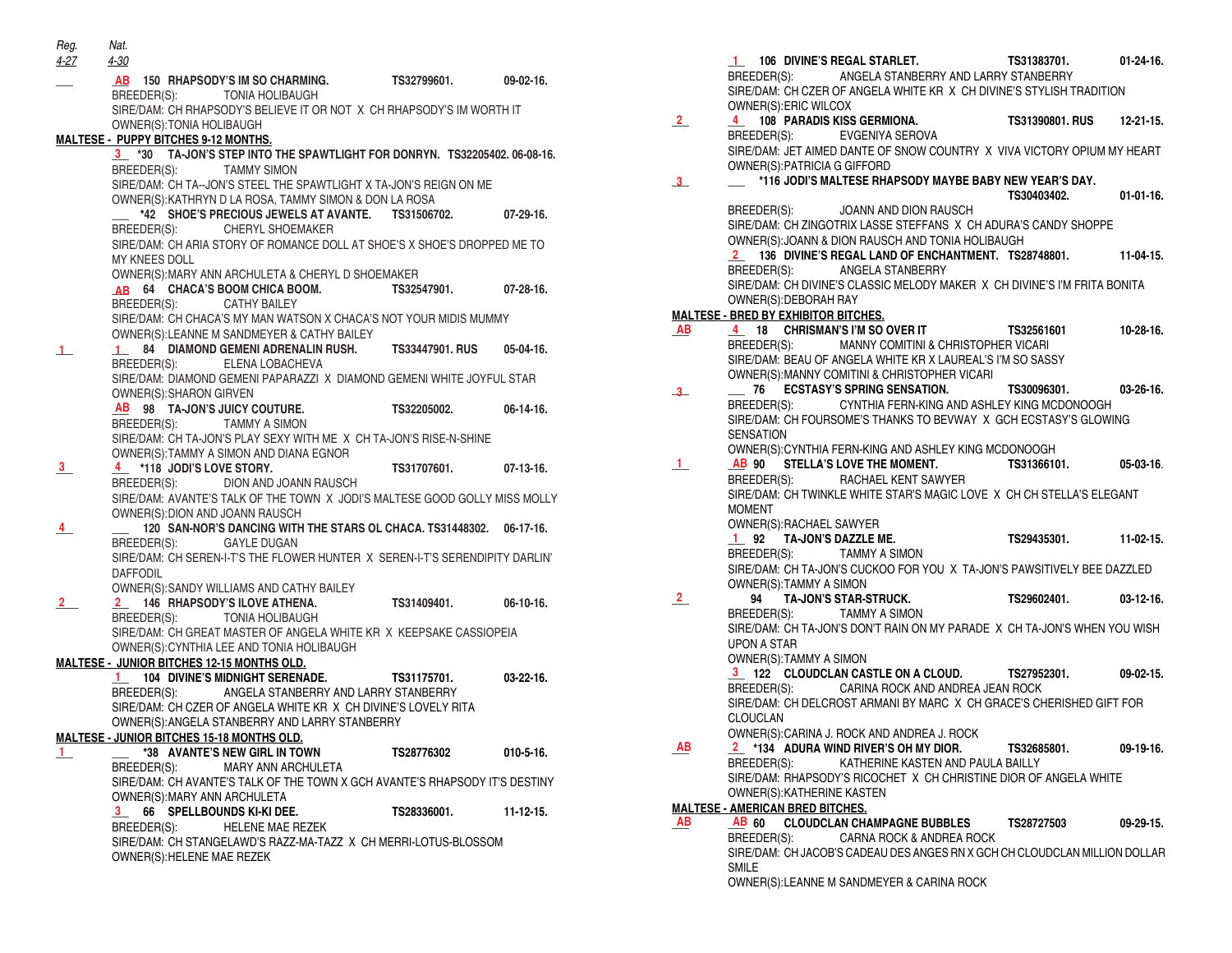*Reg.* *Nat.*
*4-27* *4-30*

___ AB 150 **RHAPSODY'S IM SO CHARMING.** TS32799601. 09-02-16.
BREEDER(S): TONIA HOLIBAUGH
SIRE/DAM: CH RHAPSODY'S BELIEVE IT OR NOT X CH RHAPSODY'S IM WORTH IT
OWNER(S):TONIA HOLIBAUGH

**MALTESE - PUPPY BITCHES 9-12 MONTHS.**

3 *30 **TA-JON'S STEP INTO THE SPAWTLIGHT FOR DONRYN.** TS32205402. 06-08-16.
BREEDER(S): TAMMY SIMON
SIRE/DAM: CH TA--JON'S STEEL THE SPAWTLIGHT X TA-JON'S REIGN ON ME
OWNER(S):KATHRYN D LA ROSA, TAMMY SIMON & DON LA ROSA

___ *42 **SHOE'S PRECIOUS JEWELS AT AVANTE.** TS31506702. 07-29-16.
BREEDER(S): CHERYL SHOEMAKER
SIRE/DAM: CH ARIA STORY OF ROMANCE DOLL AT SHOE'S X SHOE'S DROPPED ME TO MY KNEES DOLL
OWNER(S):MARY ANN ARCHULETA & CHERYL D SHOEMAKER

AB 64 **CHACA'S BOOM CHICA BOOM.** TS32547901. 07-28-16.
BREEDER(S): CATHY BAILEY
SIRE/DAM: CH CHACA'S MY MAN WATSON X CHACA'S NOT YOUR MIDIS MUMMY
OWNER(S):LEANNE M SANDMEYER & CATHY BAILEY

1 1 84 **DIAMOND GEMENI ADRENALIN RUSH.** TS33447901. RUS 05-04-16.
BREEDER(S): ELENA LOBACHEVA
SIRE/DAM: DIAMOND GEMENI PAPARAZZI X DIAMOND GEMENI WHITE JOYFUL STAR
OWNER(S):SHARON GIRVEN

AB 98 **TA-JON'S JUICY COUTURE.** TS32205002. 06-14-16.
BREEDER(S): TAMMY A SIMON
SIRE/DAM: CH TA-JON'S PLAY SEXY WITH ME X CH TA-JON'S RISE-N-SHINE
OWNER(S):TAMMY A SIMON AND DIANA EGNOR

3 4 *118 **JODI'S LOVE STORY.** TS31707601. 07-13-16.
BREEDER(S): DION AND JOANN RAUSCH
SIRE/DAM: AVANTE'S TALK OF THE TOWN X JODI'S MALTESE GOOD GOLLY MISS MOLLY
OWNER(S):DION AND JOANN RAUSCH

4 ___ 120 **SAN-NOR'S DANCING WITH THE STARS OL CHACA.** TS31448302. 06-17-16.
BREEDER(S): GAYLE DUGAN
SIRE/DAM: CH SEREN-I-T'S THE FLOWER HUNTER X SEREN-I-T'S SERENDIPITY DARLIN' DAFFODIL
OWNER(S):SANDY WILLIAMS AND CATHY BAILEY

2 2 146 **RHAPSODY'S ILOVE ATHENA.** TS31409401. 06-10-16.
BREEDER(S): TONIA HOLIBAUGH
SIRE/DAM: CH GREAT MASTER OF ANGELA WHITE KR X KEEPSAKE CASSIOPEIA
OWNER(S):CYNTHIA LEE AND TONIA HOLIBAUGH

**MALTESE - JUNIOR BITCHES 12-15 MONTHS OLD.**

1 104 **DIVINE'S MIDNIGHT SERENADE.** TS31175701. 03-22-16.
BREEDER(S): ANGELA STANBERRY AND LARRY STANBERRY
SIRE/DAM: CH CZER OF ANGELA WHITE KR X CH DIVINE'S LOVELY RITA
OWNER(S):ANGELA STANBERRY AND LARRY STANBERRY

**MALTESE - JUNIOR BITCHES 15-18 MONTHS OLD.**

1 ___ *38 **AVANTE'S NEW GIRL IN TOWN** TS28776302 010-5-16.
BREEDER(S): MARY ANN ARCHULETA
SIRE/DAM: CH AVANTE'S TALK OF THE TOWN X GCH AVANTE'S RHAPSODY IT'S DESTINY
OWNER(S):MARY ANN ARCHULETA

3 66 **SPELLBOUNDS KI-KI DEE.** TS28336001. 11-12-15.
BREEDER(S): HELENE MAE REZEK
SIRE/DAM: CH STANGELAWD'S RAZZ-MA-TAZZ X CH MERRI-LOTUS-BLOSSOM
OWNER(S):HELENE MAE REZEK

1 106 **DIVINE'S REGAL STARLET.** TS31383701. 01-24-16.
BREEDER(S): ANGELA STANBERRY AND LARRY STANBERRY
SIRE/DAM: CH CZER OF ANGELA WHITE KR X CH DIVINE'S STYLISH TRADITION
OWNER(S):ERIC WILCOX

2 4 108 **PARADIS KISS GERMIONA.** TS31390801. RUS 12-21-15.
BREEDER(S): EVGENIYA SEROVA
SIRE/DAM: JET AIMED DANTE OF SNOW COUNTRY X VIVA VICTORY OPIUM MY HEART
OWNER(S):PATRICIA G GIFFORD

3 ___ *116 **JODI'S MALTESE RHAPSODY MAYBE BABY NEW YEAR'S DAY.** TS30403402. 01-01-16.
BREEDER(S): JOANN AND DION RAUSCH
SIRE/DAM: CH ZINGOTRIX LASSE STEFFANS X CH ADURA'S CANDY SHOPPE
OWNER(S):JOANN & DION RAUSCH AND TONIA HOLIBAUGH

2 136 **DIVINE'S REGAL LAND OF ENCHANTMENT.** TS28748801. 11-04-15.
BREEDER(S): ANGELA STANBERRY
SIRE/DAM: CH DIVINE'S CLASSIC MELODY MAKER X CH DIVINE'S I'M FRITA BONITA
OWNER(S):DEBORAH RAY

**MALTESE - BRED BY EXHIBITOR BITCHES.**

AB 4 18 **CHRISMAN'S I'M SO OVER IT** TS32561601 10-28-16.
BREEDER(S): MANNY COMITINI & CHRISTOPHER VICARI
SIRE/DAM: BEAU OF ANGELA WHITE KR X LAUREAL'S I'M SO SASSY
OWNER(S):MANNY COMITINI & CHRISTOPHER VICARI

3 ___ 76 **ECSTASY'S SPRING SENSATION.** TS30096301. 03-26-16.
BREEDER(S): CYNTHIA FERN-KING AND ASHLEY KING MCDONOOGH
SIRE/DAM: CH FOURSOME'S THANKS TO BEVWAY X GCH ECSTASY'S GLOWING SENSATION
OWNER(S):CYNTHIA FERN-KING AND ASHLEY KING MCDONOOGH

1 AB 90 **STELLA'S LOVE THE MOMENT.** TS31366101. 05-03-16.
BREEDER(S): RACHAEL KENT SAWYER
SIRE/DAM: CH TWINKLE WHITE STAR'S MAGIC LOVE X CH CH STELLA'S ELEGANT MOMENT
OWNER(S):RACHAEL SAWYER

1 92 **TA-JON'S DAZZLE ME.** TS29435301. 11-02-15.
BREEDER(S): TAMMY A SIMON
SIRE/DAM: CH TA-JON'S CUCKOO FOR YOU X TA-JON'S PAWSITIVELY BEE DAZZLED
OWNER(S):TAMMY A SIMON

2 94 **TA-JON'S STAR-STRUCK.** TS29602401. 03-12-16.
BREEDER(S): TAMMY A SIMON
SIRE/DAM: CH TA-JON'S DON'T RAIN ON MY PARADE X CH TA-JON'S WHEN YOU WISH UPON A STAR
OWNER(S):TAMMY A SIMON

3 122 **CLOUDCLAN CASTLE ON A CLOUD.** TS27952301. 09-02-15.
BREEDER(S): CARINA ROCK AND ANDREA JEAN ROCK
SIRE/DAM: CH DELCROST ARMANI BY MARC X CH GRACE'S CHERISHED GIFT FOR CLOUCLAN
OWNER(S):CARINA J. ROCK AND ANDREA J. ROCK

AB 2 *134 **ADURA WIND RIVER'S OH MY DIOR.** TS32685801. 09-19-16.
BREEDER(S): KATHERINE KASTEN AND PAULA BAILLY
SIRE/DAM: RHAPSODY'S RICOCHET X CH CHRISTINE DIOR OF ANGELA WHITE
OWNER(S):KATHERINE KASTEN

**MALTESE - AMERICAN BRED BITCHES.**

AB AB 60 **CLOUDCLAN CHAMPAGNE BUBBLES** TS28727503 09-29-15.
BREEDER(S): CARNA ROCK & ANDREA ROCK
SIRE/DAM: CH JACOB'S CADEAU DES ANGES RN X GCH CLOUDCLAN MILLION DOLLAR SMILE
OWNER(S):LEANNE M SANDMEYER & CARINA ROCK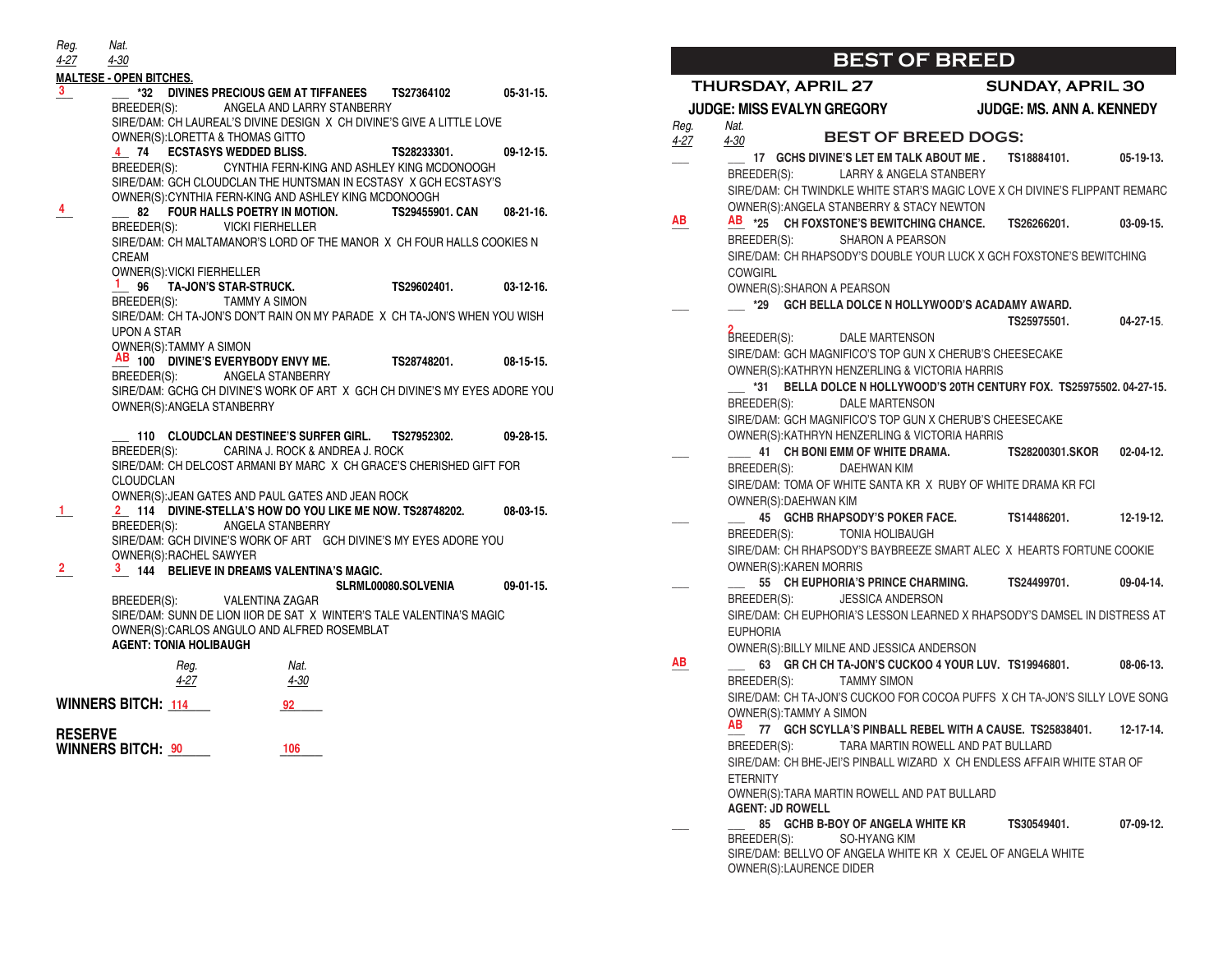*Reg.* *Nat.*
*4-27* *4-30*

**MALTESE - OPEN BITCHES.**

3 ___ ***32 DIVINES PRECIOUS GEM AT TIFFANEES** TS27364102 05-31-15.
BREEDER(S): ANGELA AND LARRY STANBERRY
SIRE/DAM: CH LAUREAL'S DIVINE DESIGN X CH DIVINE'S GIVE A LITTLE LOVE
OWNER(S):LORETTA & THOMAS GITTO

4 **74 ECSTASYS WEDDED BLISS.** TS28233301. 09-12-15.
BREEDER(S): CYNTHIA FERN-KING AND ASHLEY KING MCDONOOGH
SIRE/DAM: GCH CLOUDCLAN THE HUNTSMAN IN ECSTASY X GCH ECSTASY'S
OWNER(S):CYNTHIA FERN-KING AND ASHLEY KING MCDONOOGH

4 ___ **82 FOUR HALLS POETRY IN MOTION.** TS29455901. CAN 08-21-16.
BREEDER(S): VICKI FIERHELLER
SIRE/DAM: CH MALTAMANOR'S LORD OF THE MANOR X CH FOUR HALLS COOKIES N CREAM
OWNER(S):VICKI FIERHELLER

1 **96 TA-JON'S STAR-STRUCK.** TS29602401. 03-12-16.
BREEDER(S): TAMMY A SIMON
SIRE/DAM: CH TA-JON'S DON'T RAIN ON MY PARADE X CH TA-JON'S WHEN YOU WISH UPON A STAR
OWNER(S):TAMMY A SIMON

AB **100 DIVINE'S EVERYBODY ENVY ME.** TS28748201. 08-15-15.
BREEDER(S): ANGELA STANBERRY
SIRE/DAM: GCHG CH DIVINE'S WORK OF ART X GCH CH DIVINE'S MY EYES ADORE YOU
OWNER(S):ANGELA STANBERRY

___ **110 CLOUDCLAN DESTINEE'S SURFER GIRL.** TS27952302. 09-28-15.
BREEDER(S): CARINA J. ROCK & ANDREA J. ROCK
SIRE/DAM: CH DELCOST ARMANI BY MARC X CH GRACE'S CHERISHED GIFT FOR CLOUDCLAN
OWNER(S):JEAN GATES AND PAUL GATES AND JEAN ROCK

1 2 **114 DIVINE-STELLA'S HOW DO YOU LIKE ME NOW.** TS28748202. 08-03-15.
BREEDER(S): ANGELA STANBERRY
SIRE/DAM: GCH DIVINE'S WORK OF ART GCH DIVINE'S MY EYES ADORE YOU
OWNER(S):RACHEL SAWYER

2 3 **144 BELIEVE IN DREAMS VALENTINA'S MAGIC.** SLRML00080.SOLVENIA 09-01-15.
BREEDER(S): VALENTINA ZAGAR
SIRE/DAM: SUNN DE LION IIOR DE SAT X WINTER'S TALE VALENTINA'S MAGIC
OWNER(S):CARLOS ANGULO AND ALFRED ROSEMBLAT
**AGENT: TONIA HOLIBAUGH**

| | *Reg. 4-27* | *Nat. 4-30* |
|---|---|---|
| **WINNERS BITCH:** | 114 | 92 |
| **RESERVE WINNERS BITCH:** | 90 | 106 |

# BEST OF BREED

**THURSDAY, APRIL 27** — **JUDGE: MISS EVALYN GREGORY**
**SUNDAY, APRIL 30** — **JUDGE: MS. ANN A. KENNEDY**

*Reg.* *Nat.*
*4-27* *4-30*

## BEST OF BREED DOGS:

___ ___ **17 GCHS DIVINE'S LET EM TALK ABOUT ME .** TS18884101. 05-19-13.
BREEDER(S): LARRY & ANGELA STANBERY
SIRE/DAM: CH TWINDKLE WHITE STAR'S MAGIC LOVE X CH DIVINE'S FLIPPANT REMARC
OWNER(S):ANGELA STANBERRY & STACY NEWTON

AB AB ***25 CH FOXSTONE'S BEWITCHING CHANCE.** TS26266201. 03-09-15.
BREEDER(S): SHARON A PEARSON
SIRE/DAM: CH RHAPSODY'S DOUBLE YOUR LUCK X GCH FOXSTONE'S BEWITCHING COWGIRL
OWNER(S):SHARON A PEARSON

___ ___ ***29 GCH BELLA DOLCE N HOLLYWOOD'S ACADAMY AWARD.** TS25975501. 04-27-15.
2
BREEDER(S): DALE MARTENSON
SIRE/DAM: GCH MAGNIFICO'S TOP GUN X CHERUB'S CHEESECAKE
OWNER(S):KATHRYN HENZERLING & VICTORIA HARRIS

___ ***31 BELLA DOLCE N HOLLYWOOD'S 20TH CENTURY FOX.** TS25975502. 04-27-15.
BREEDER(S): DALE MARTENSON
SIRE/DAM: GCH MAGNIFICO'S TOP GUN X CHERUB'S CHEESECAKE
OWNER(S):KATHRYN HENZERLING & VICTORIA HARRIS

___ ___ **41 CH BONI EMM OF WHITE DRAMA.** TS28200301.SKOR 02-04-12.
BREEDER(S): DAEHWAN KIM
SIRE/DAM: TOMA OF WHITE SANTA KR X RUBY OF WHITE DRAMA KR FCI
OWNER(S):DAEHWAN KIM

___ ___ **45 GCHB RHAPSODY'S POKER FACE.** TS14486201. 12-19-12.
BREEDER(S): TONIA HOLIBAUGH
SIRE/DAM: CH RHAPSODY'S BAYBREEZE SMART ALEC X HEARTS FORTUNE COOKIE
OWNER(S):KAREN MORRIS

___ ___ **55 CH EUPHORIA'S PRINCE CHARMING.** TS24499701. 09-04-14.
BREEDER(S): JESSICA ANDERSON
SIRE/DAM: CH EUPHORIA'S LESSON LEARNED X RHAPSODY'S DAMSEL IN DISTRESS AT EUPHORIA
OWNER(S):BILLY MILNE AND JESSICA ANDERSON

AB ___ **63 GR CH CH TA-JON'S CUCKOO 4 YOUR LUV.** TS19946801. 08-06-13.
BREEDER(S): TAMMY SIMON
SIRE/DAM: CH TA-JON'S CUCKOO FOR COCOA PUFFS X CH TA-JON'S SILLY LOVE SONG
OWNER(S):TAMMY A SIMON

AB **77 GCH SCYLLA'S PINBALL REBEL WITH A CAUSE.** TS25838401. 12-17-14.
BREEDER(S): TARA MARTIN ROWELL AND PAT BULLARD
SIRE/DAM: CH BHE-JEI'S PINBALL WIZARD X CH ENDLESS AFFAIR WHITE STAR OF ETERNITY
OWNER(S):TARA MARTIN ROWELL AND PAT BULLARD
**AGENT: JD ROWELL**

___ ___ **85 GCHB B-BOY OF ANGELA WHITE KR** TS30549401. 07-09-12.
BREEDER(S): SO-HYANG KIM
SIRE/DAM: BELLVO OF ANGELA WHITE KR X CEJEL OF ANGELA WHITE
OWNER(S):LAURENCE DIDER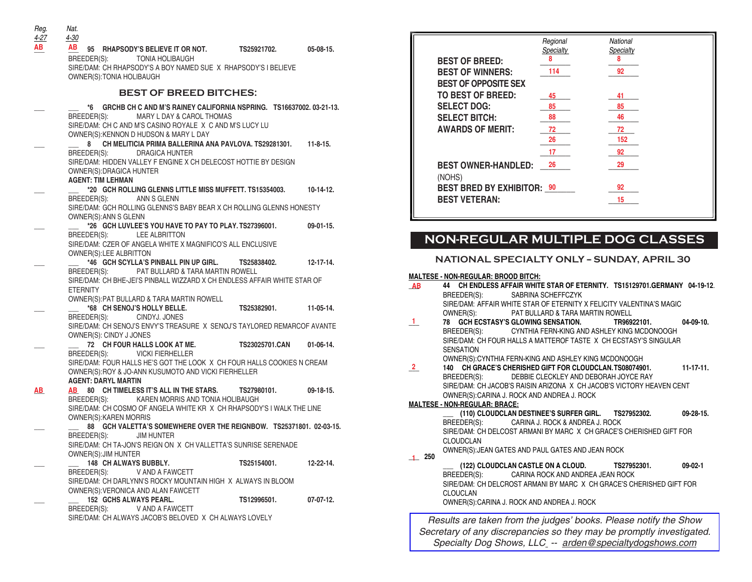*Reg.* *Nat.*
*4-27* *4-30*

AB AB **95 RHAPSODY'S BELIEVE IT OR NOT. TS25921702. 05-08-15.**
BREEDER(S): TONIA HOLIBAUGH
SIRE/DAM: CH RHAPSODY'S A BOY NAMED SUE X RHAPSODY'S I BELIEVE
OWNER(S):TONIA HOLIBAUGH

## BEST OF BREED BITCHES:

___ ___ **\*6 GRCHB CH C AND M'S RAINEY CALIFORNIA NSPRING. TS16637002. 03-21-13.**
BREEDER(S): MARY L DAY & CAROL THOMAS
SIRE/DAM: CH C AND M'S CASINO ROYALE X C AND M'S LUCY LU
OWNER(S):KENNON D HUDSON & MARY L DAY

___ ___ **8 CH MELITICIA PRIMA BALLERINA ANA PAVLOVA. TS29281301. 11-8-15.**
BREEDER(S): DRAGICA HUNTER
SIRE/DAM: HIDDEN VALLEY F ENGINE X CH DELECOST HOTTIE BY DESIGN
OWNER(S):DRAGICA HUNTER
**AGENT: TIM LEHMAN**

___ ___ **\*20 GCH ROLLING GLENNS LITTLE MISS MUFFETT. TS15354003. 10-14-12.**
BREEDER(S): ANN S GLENN
SIRE/DAM: GCH ROLLING GLENNS'S BABY BEAR X CH ROLLING GLENNS HONESTY
OWNER(S):ANN S GLENN

___ ___ **\*26 GCH LUVLEE'S YOU HAVE TO PAY TO PLAY. TS27396001. 09-01-15.**
BREEDER(S): LEE ALBRITTON
SIRE/DAM: CZER OF ANGELA WHITE X MAGNIFICO'S ALL ENCLUSIVE
OWNER(S):LEE ALBRITTON

___ ___ **\*46 GCH SCYLLA'S PINBALL PIN UP GIRL. TS25838402. 12-17-14.**
BREEDER(S): PAT BULLARD & TARA MARTIN ROWELL
SIRE/DAM: CH BHE-JEI'S PINBALL WIZZARD X CH ENDLESS AFFAIR WHITE STAR OF ETERNITY
OWNER(S):PAT BULLARD & TARA MARTIN ROWELL

___ ___ **\*68 CH SENOJ'S HOLLY BELLE. TS25382901. 11-05-14.**
BREEDER(S): CINDYJ. JONES
SIRE/DAM: CH SENOJ'S ENVY'S TREASURE X SENOJ'S TAYLORED REMARCOF AVANTE
OWNER(S): CINDY J JONES

___ ___ **72 CH FOUR HALLS LOOK AT ME. TS23025701.CAN 01-06-14.**
BREEDER(S): VICKI FIERHELLER
SIRE/DAM: FOUR HALLS HE'S GOT THE LOOK X CH FOUR HALLS COOKIES N CREAM
OWNER(S):ROY & JO-ANN KUSUMOTO AND VICKI FIERHELLER
**AGENT: DARYL MARTIN**

AB AB **80 CH TIMELESS IT'S ALL IN THE STARS. TS27980101. 09-18-15.**
BREEDER(S): KAREN MORRIS AND TONIA HOLIBAUGH
SIRE/DAM: CH COSMO OF ANGELA WHITE KR X CH RHAPSODY'S I WALK THE LINE
OWNER(S):KAREN MORRIS

___ ___ **88 GCH VALETTA'S SOMEWHERE OVER THE REIGNBOW. TS25371801. 02-03-15.**
BREEDER(S): JIM HUNTER
SIRE/DAM: CH TA-JON'S REIGN ON X CH VALLETTA'S SUNRISE SERENADE
OWNER(S):JIM HUNTER

___ ___ **148 CH ALWAYS BUBBLY. TS25154001. 12-22-14.**
BREEDER(S): V AND A FAWCETT
SIRE/DAM: CH DARLYNN'S ROCKY MOUNTAIN HIGH X ALWAYS IN BLOOM
OWNER(S):VERONICA AND ALAN FAWCETT

___ ___ **152 GCHS ALWAYS PEARL. TS12996501. 07-07-12.**
BREEDER(S): V AND A FAWCETT
SIRE/DAM: CH ALWAYS JACOB'S BELOVED X CH ALWAYS LOVELY

| | *Regional Specialty* | *National Specialty* |
|---|---|---|
| **BEST OF BREED:** | 8 | 8 |
| **BEST OF WINNERS:** | 114 | 92 |
| **BEST OF OPPOSITE SEX TO BEST OF BREED:** | 45 | 41 |
| **SELECT DOG:** | 85 | 85 |
| **SELECT BITCH:** | 88 | 46 |
| **AWARDS OF MERIT:** | 72 | 72 |
| | 26 | 152 |
| | 17 | 92 |
| **BEST OWNER-HANDLED:** (NOHS) | 26 | 29 |
| **BEST BRED BY EXHIBITOR:** | 90 | 92 |
| **BEST VETERAN:** | | 15 |

## NON-REGULAR MULTIPLE DOG CLASSES

### NATIONAL SPECIALTY ONLY – SUNDAY, APRIL 30

**MALTESE - NON-REGULAR: BROOD BITCH:**

AB **44 CH ENDLESS AFFAIR WHITE STAR OF ETERNITY. TS15129701.GERMANY 04-19-12.**
BREEDER(S): SABRINA SCHEFFCZYK
SIRE/DAM: AFFAIR WHITE STAR OF ETERNITY X FELICITY VALENTINA'S MAGIC
OWNER(S): PAT BULLARD & TARA MARTIN ROWELL

1 **78 GCH ECSTASY'S GLOWING SENSATION. TR96922101. 04-09-10.**
BREEDER(S): CYNTHIA FERN-KING AND ASHLEY KING MCDONOOGH
SIRE/DAM: CH FOUR HALLS A MATTEROF TASTE X CH ECSTASY'S SINGULAR SENSATION
OWNER(S):CYNTHIA FERN-KING AND ASHLEY KING MCDONOOGH

2 **140 CH GRACE'S CHERISHED GIFT FOR CLOUDCLAN. TS08074901. 11-17-11.**
BREEDER(S): DEBBIE CLECKLEY AND DEBORAH JOYCE RAY
SIRE/DAM: CH JACOB'S RAISIN ARIZONA X CH JACOB'S VICTORY HEAVEN CENT
OWNER(S):CARINA J. ROCK AND ANDREA J. ROCK

**MALTESE - NON-REGULAR: BRACE:**

___ **(110) CLOUDCLAN DESTINEE'S SURFER GIRL. TS27952302. 09-28-15.**
BREEDER(S): CARINA J. ROCK & ANDREA J. ROCK
SIRE/DAM: CH DELCOST ARMANI BY MARC X CH GRACE'S CHERISHED GIFT FOR CLOUDCLAN
OWNER(S):JEAN GATES AND PAUL GATES AND JEAN ROCK

1 **250**

___ **(122) CLOUDCLAN CASTLE ON A CLOUD. TS27952301. 09-02-1**
BREEDER(S): CARINA ROCK AND ANDREA JEAN ROCK
SIRE/DAM: CH DELCROST ARMANI BY MARC X CH GRACE'S CHERISHED GIFT FOR CLOUCLAN
OWNER(S):CARINA J. ROCK AND ANDREA J. ROCK

*Results are taken from the judges' books. Please notify the Show Secretary of any discrepancies so they may be promptly investigated.*
*Specialty Dog Shows, LLC -- arden@specialtydogshows.com*